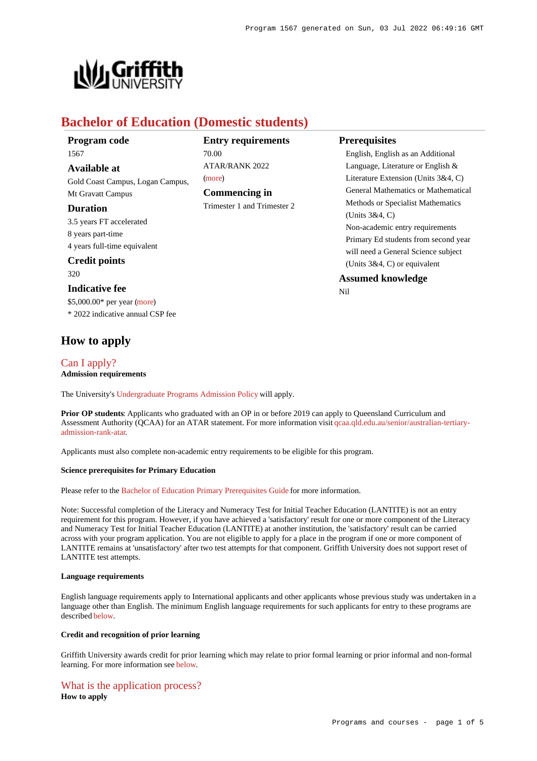# Bachelor of Education (Domestic students)

**Program code**
1567

**Available at**
Gold Coast Campus, Logan Campus, Mt Gravatt Campus

**Duration**
3.5 years FT accelerated
8 years part-time
4 years full-time equivalent

**Credit points**
320

**Indicative fee**
$5,000.00* per year (more)
* 2022 indicative annual CSP fee

**Entry requirements**
70.00
ATAR/RANK 2022
(more)

**Commencing in**
Trimester 1 and Trimester 2

**Prerequisites**
English, English as an Additional Language, Literature or English & Literature Extension (Units 3&4, C)
General Mathematics or Mathematical Methods or Specialist Mathematics (Units 3&4, C)
Non-academic entry requirements
Primary Ed students from second year will need a General Science subject (Units 3&4, C) or equivalent

**Assumed knowledge**
Nil

## How to apply

### Can I apply?

**Admission requirements**

The University's Undergraduate Programs Admission Policy will apply.

**Prior OP students**: Applicants who graduated with an OP in or before 2019 can apply to Queensland Curriculum and Assessment Authority (QCAA) for an ATAR statement. For more information visit qcaa.qld.edu.au/senior/australian-tertiary-admission-rank-atar.

Applicants must also complete non-academic entry requirements to be eligible for this program.

#### Science prerequisites for Primary Education

Please refer to the Bachelor of Education Primary Prerequisites Guide for more information.

Note: Successful completion of the Literacy and Numeracy Test for Initial Teacher Education (LANTITE) is not an entry requirement for this program. However, if you have achieved a 'satisfactory' result for one or more component of the Literacy and Numeracy Test for Initial Teacher Education (LANTITE) at another institution, the 'satisfactory' result can be carried across with your program application. You are not eligible to apply for a place in the program if one or more component of LANTITE remains at 'unsatisfactory' after two test attempts for that component. Griffith University does not support reset of LANTITE test attempts.

#### Language requirements

English language requirements apply to International applicants and other applicants whose previous study was undertaken in a language other than English. The minimum English language requirements for such applicants for entry to these programs are described below.

#### Credit and recognition of prior learning

Griffith University awards credit for prior learning which may relate to prior formal learning or prior informal and non-formal learning. For more information see below.

### What is the application process?

**How to apply**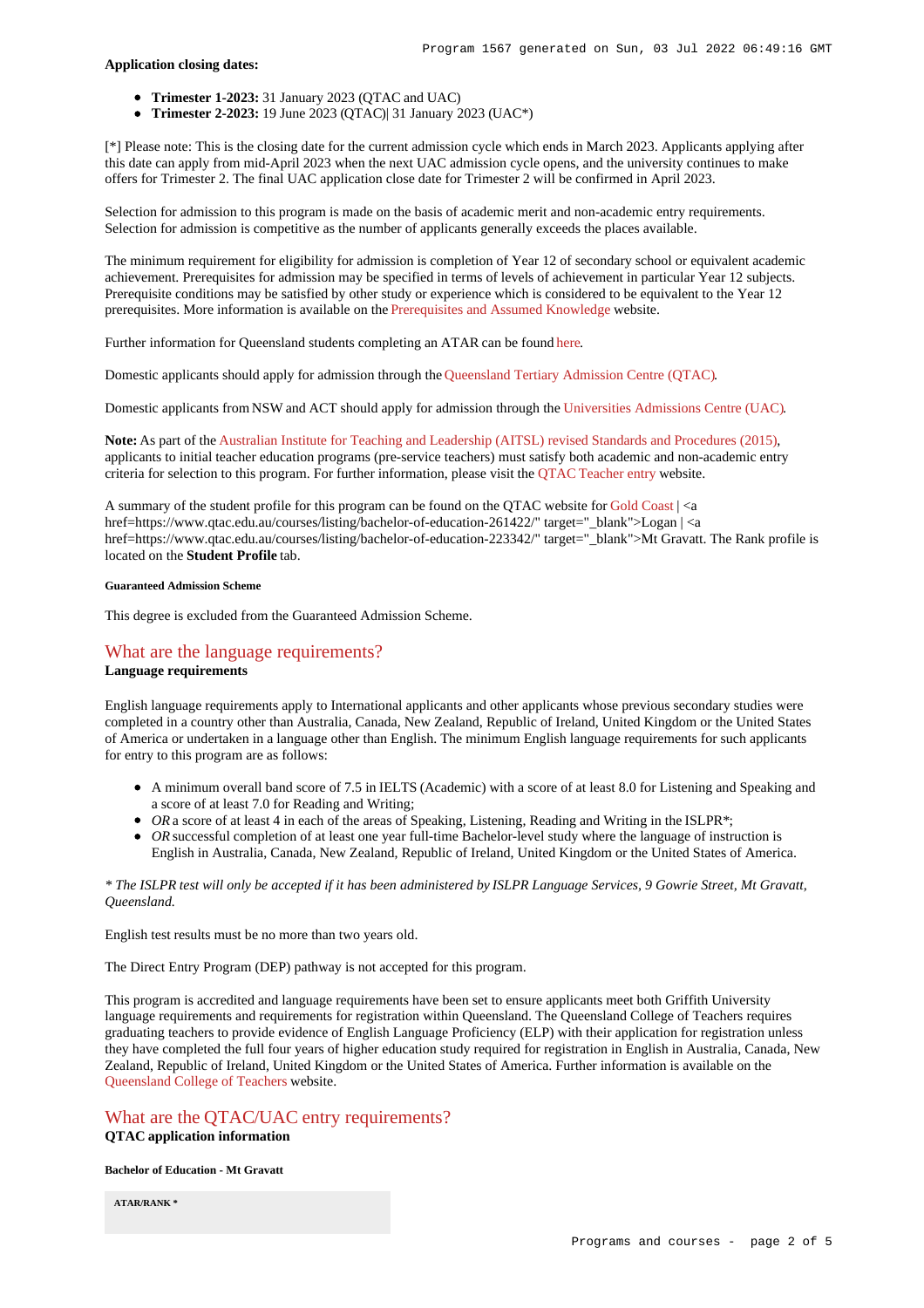**Application closing dates:**

- **Trimester 1-2023:** 31 January 2023 (QTAC and UAC)
- **Trimester 2-2023:** 19 June 2023 (QTAC)| 31 January 2023 (UAC*)

[*] Please note: This is the closing date for the current admission cycle which ends in March 2023. Applicants applying after this date can apply from mid-April 2023 when the next UAC admission cycle opens, and the university continues to make offers for Trimester 2. The final UAC application close date for Trimester 2 will be confirmed in April 2023.

Selection for admission to this program is made on the basis of academic merit and non-academic entry requirements. Selection for admission is competitive as the number of applicants generally exceeds the places available.

The minimum requirement for eligibility for admission is completion of Year 12 of secondary school or equivalent academic achievement. Prerequisites for admission may be specified in terms of levels of achievement in particular Year 12 subjects. Prerequisite conditions may be satisfied by other study or experience which is considered to be equivalent to the Year 12 prerequisites. More information is available on the Prerequisites and Assumed Knowledge website.

Further information for Queensland students completing an ATAR can be found here.

Domestic applicants should apply for admission through the Queensland Tertiary Admission Centre (QTAC).

Domestic applicants from NSW and ACT should apply for admission through the Universities Admissions Centre (UAC).

**Note:** As part of the Australian Institute for Teaching and Leadership (AITSL) revised Standards and Procedures (2015), applicants to initial teacher education programs (pre-service teachers) must satisfy both academic and non-academic entry criteria for selection to this program. For further information, please visit the QTAC Teacher entry website.

A summary of the student profile for this program can be found on the QTAC website for Gold Coast | <a href=https://www.qtac.edu.au/courses/listing/bachelor-of-education-261422/" target="_blank">Logan | <a href=https://www.qtac.edu.au/courses/listing/bachelor-of-education-223342/" target="_blank">Mt Gravatt. The Rank profile is located on the **Student Profile** tab.

##### Guaranteed Admission Scheme

This degree is excluded from the Guaranteed Admission Scheme.

## What are the language requirements?

**Language requirements**

English language requirements apply to International applicants and other applicants whose previous secondary studies were completed in a country other than Australia, Canada, New Zealand, Republic of Ireland, United Kingdom or the United States of America or undertaken in a language other than English. The minimum English language requirements for such applicants for entry to this program are as follows:

- A minimum overall band score of 7.5 in IELTS (Academic) with a score of at least 8.0 for Listening and Speaking and a score of at least 7.0 for Reading and Writing;
- *OR* a score of at least 4 in each of the areas of Speaking, Listening, Reading and Writing in the ISLPR*;
- *OR* successful completion of at least one year full-time Bachelor-level study where the language of instruction is English in Australia, Canada, New Zealand, Republic of Ireland, United Kingdom or the United States of America.

*\* The ISLPR test will only be accepted if it has been administered by ISLPR Language Services, 9 Gowrie Street, Mt Gravatt, Queensland.*

English test results must be no more than two years old.

The Direct Entry Program (DEP) pathway is not accepted for this program.

This program is accredited and language requirements have been set to ensure applicants meet both Griffith University language requirements and requirements for registration within Queensland. The Queensland College of Teachers requires graduating teachers to provide evidence of English Language Proficiency (ELP) with their application for registration unless they have completed the full four years of higher education study required for registration in English in Australia, Canada, New Zealand, Republic of Ireland, United Kingdom or the United States of America. Further information is available on the Queensland College of Teachers website.

## What are the QTAC/UAC entry requirements?

**QTAC application information**

##### Bachelor of Education - Mt Gravatt

| ATAR/RANK * |
| --- |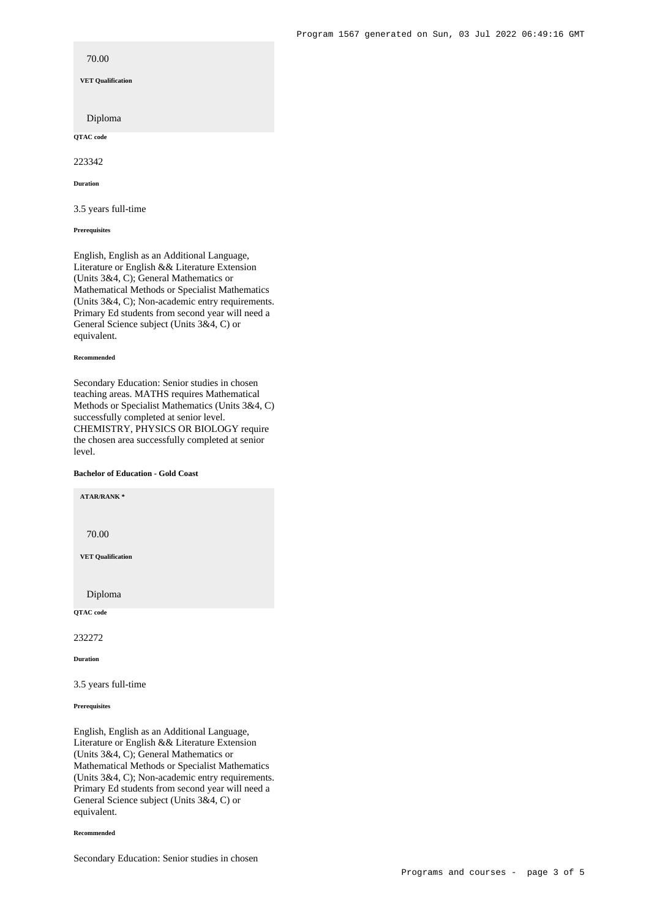70.00

**VET Qualification**

Diploma

**QTAC code**

223342

**Duration**

3.5 years full-time

**Prerequisites**

English, English as an Additional Language, Literature or English && Literature Extension (Units 3&4, C); General Mathematics or Mathematical Methods or Specialist Mathematics (Units 3&4, C); Non-academic entry requirements. Primary Ed students from second year will need a General Science subject (Units 3&4, C) or equivalent.

**Recommended**

Secondary Education: Senior studies in chosen teaching areas. MATHS requires Mathematical Methods or Specialist Mathematics (Units 3&4, C) successfully completed at senior level. CHEMISTRY, PHYSICS OR BIOLOGY require the chosen area successfully completed at senior level.

### Bachelor of Education - Gold Coast

**ATAR/RANK \***

70.00

**VET Qualification**

Diploma

**QTAC code**

232272

**Duration**

3.5 years full-time

**Prerequisites**

English, English as an Additional Language, Literature or English && Literature Extension (Units 3&4, C); General Mathematics or Mathematical Methods or Specialist Mathematics (Units 3&4, C); Non-academic entry requirements. Primary Ed students from second year will need a General Science subject (Units 3&4, C) or equivalent.

**Recommended**

Secondary Education: Senior studies in chosen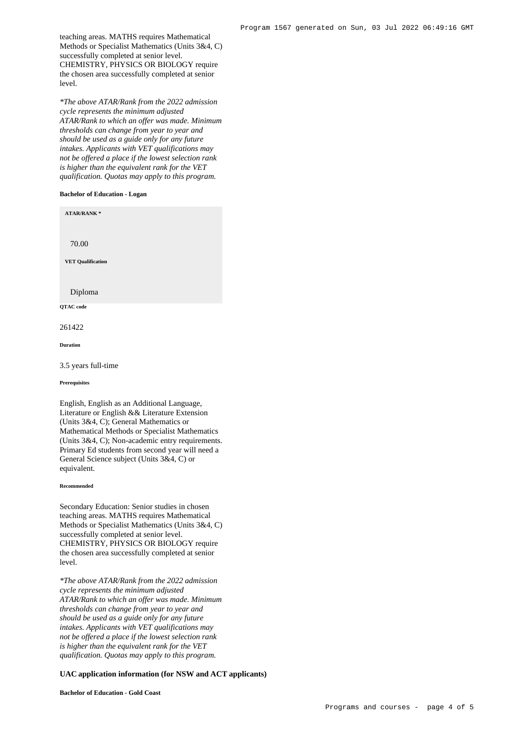teaching areas. MATHS requires Mathematical Methods or Specialist Mathematics (Units 3&4, C) successfully completed at senior level. CHEMISTRY, PHYSICS OR BIOLOGY require the chosen area successfully completed at senior level.

*\*The above ATAR/Rank from the 2022 admission cycle represents the minimum adjusted ATAR/Rank to which an offer was made. Minimum thresholds can change from year to year and should be used as a guide only for any future intakes. Applicants with VET qualifications may not be offered a place if the lowest selection rank is higher than the equivalent rank for the VET qualification. Quotas may apply to this program.*

#### Bachelor of Education - Logan

**ATAR/RANK \***

70.00

**VET Qualification**

Diploma

**QTAC code**

261422

**Duration**

3.5 years full-time

**Prerequisites**

English, English as an Additional Language, Literature or English && Literature Extension (Units 3&4, C); General Mathematics or Mathematical Methods or Specialist Mathematics (Units 3&4, C); Non-academic entry requirements. Primary Ed students from second year will need a General Science subject (Units 3&4, C) or equivalent.

**Recommended**

Secondary Education: Senior studies in chosen teaching areas. MATHS requires Mathematical Methods or Specialist Mathematics (Units 3&4, C) successfully completed at senior level. CHEMISTRY, PHYSICS OR BIOLOGY require the chosen area successfully completed at senior level.

*\*The above ATAR/Rank from the 2022 admission cycle represents the minimum adjusted ATAR/Rank to which an offer was made. Minimum thresholds can change from year to year and should be used as a guide only for any future intakes. Applicants with VET qualifications may not be offered a place if the lowest selection rank is higher than the equivalent rank for the VET qualification. Quotas may apply to this program.*

### UAC application information (for NSW and ACT applicants)

#### Bachelor of Education - Gold Coast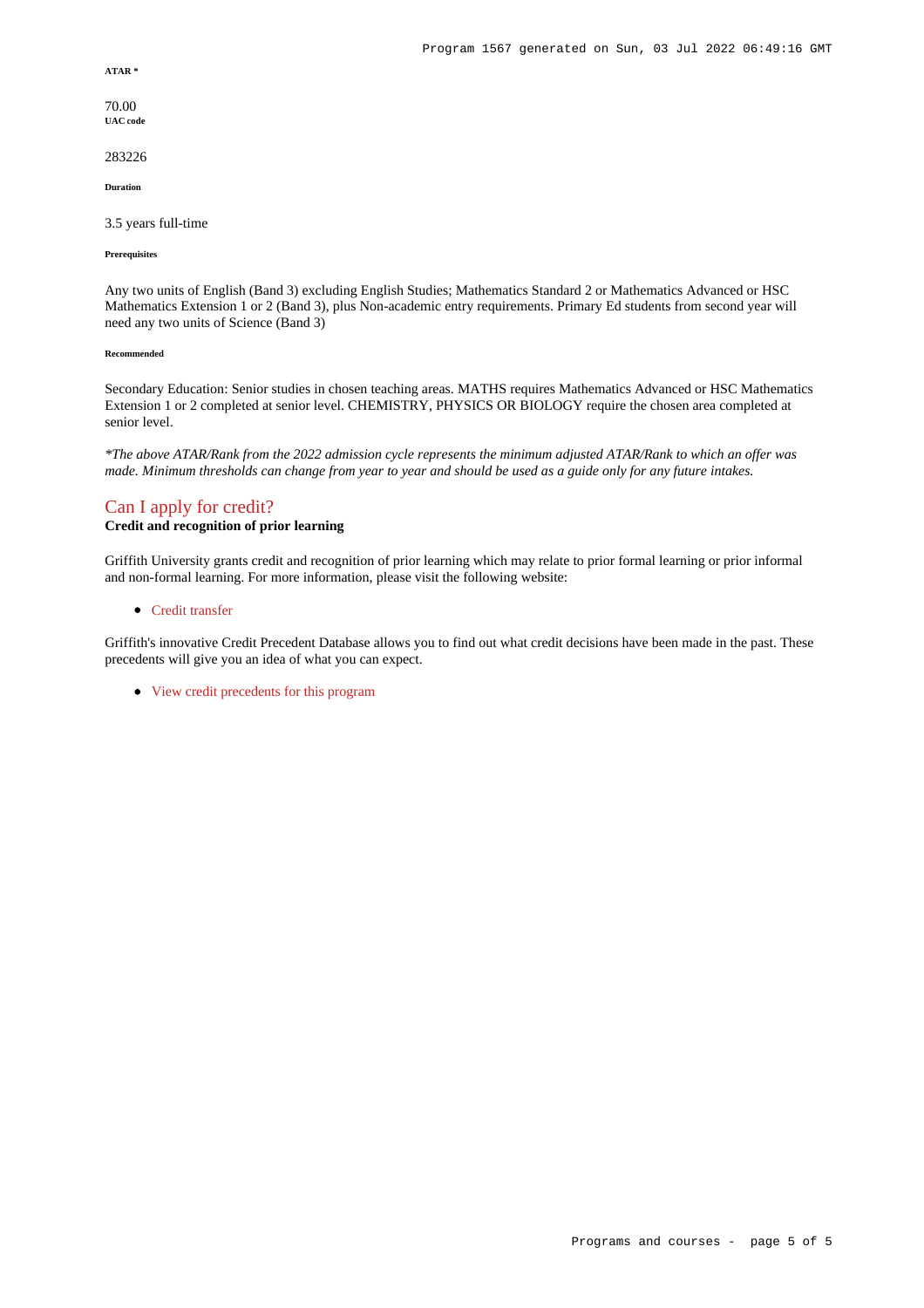**ATAR \***

70.00

**UAC code**

283226

**Duration**

3.5 years full-time

**Prerequisites**

Any two units of English (Band 3) excluding English Studies; Mathematics Standard 2 or Mathematics Advanced or HSC Mathematics Extension 1 or 2 (Band 3), plus Non-academic entry requirements. Primary Ed students from second year will need any two units of Science (Band 3)

**Recommended**

Secondary Education: Senior studies in chosen teaching areas. MATHS requires Mathematics Advanced or HSC Mathematics Extension 1 or 2 completed at senior level. CHEMISTRY, PHYSICS OR BIOLOGY require the chosen area completed at senior level.

*\*The above ATAR/Rank from the 2022 admission cycle represents the minimum adjusted ATAR/Rank to which an offer was made. Minimum thresholds can change from year to year and should be used as a guide only for any future intakes.*

## Can I apply for credit?

**Credit and recognition of prior learning**

Griffith University grants credit and recognition of prior learning which may relate to prior formal learning or prior informal and non-formal learning. For more information, please visit the following website:

- Credit transfer

Griffith's innovative Credit Precedent Database allows you to find out what credit decisions have been made in the past. These precedents will give you an idea of what you can expect.

- View credit precedents for this program